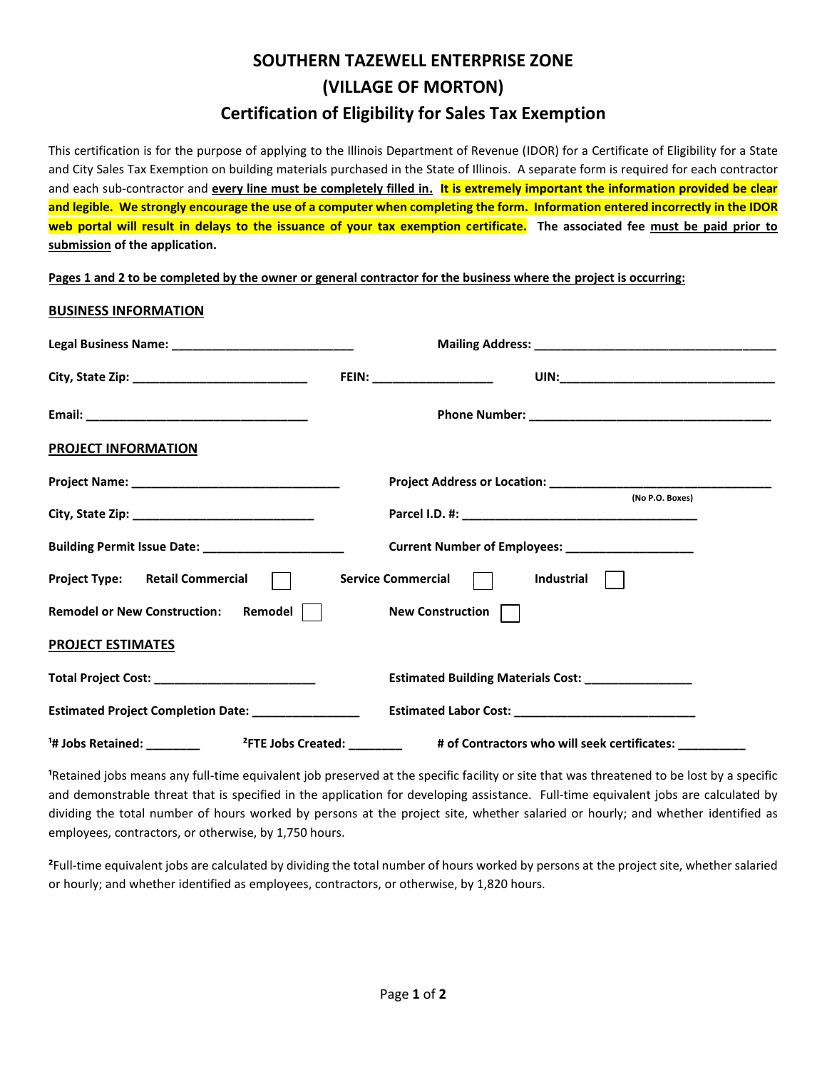# SOUTHERN TAZEWELL ENTERPRISE ZONE
# (VILLAGE OF MORTON)
## Certification of Eligibility for Sales Tax Exemption

This certification is for the purpose of applying to the Illinois Department of Revenue (IDOR) for a Certificate of Eligibility for a State and City Sales Tax Exemption on building materials purchased in the State of Illinois. A separate form is required for each contractor and each sub-contractor and **every line must be completely filled in.** **It is extremely important the information provided be clear and legible. We strongly encourage the use of a computer when completing the form. Information entered incorrectly in the IDOR web portal will result in delays to the issuance of your tax exemption certificate.** **The associated fee must be paid prior to submission of the application.**

**Pages 1 and 2 to be completed by the owner or general contractor for the business where the project is occurring:**

### BUSINESS INFORMATION

**Legal Business Name:** ___________________________ **Mailing Address:** ____________________________________

**City, State Zip:** __________________________ **FEIN:** __________________ **UIN:** ________________________________

**Email:** _________________________________ **Phone Number:** ____________________________________

### PROJECT INFORMATION

**Project Name:** ______________________________ **Project Address or Location:** ________________________________ (No P.O. Boxes)

**City, State Zip:** ___________________________ **Parcel I.D. #:** ___________________________________

**Building Permit Issue Date:** _____________________ **Current Number of Employees:** ___________________

**Project Type:** **Retail Commercial** ☐ **Service Commercial** ☐ **Industrial** ☐

**Remodel or New Construction:** **Remodel** ☐ **New Construction** ☐

### PROJECT ESTIMATES

**Total Project Cost:** ________________________ **Estimated Building Materials Cost:** _______________

**Estimated Project Completion Date:** ________________ **Estimated Labor Cost:** ___________________________

**[1]# Jobs Retained:** ________ **[2]FTE Jobs Created:** ________ **# of Contractors who will seek certificates:** __________

[1]Retained jobs means any full-time equivalent job preserved at the specific facility or site that was threatened to be lost by a specific and demonstrable threat that is specified in the application for developing assistance. Full-time equivalent jobs are calculated by dividing the total number of hours worked by persons at the project site, whether salaried or hourly; and whether identified as employees, contractors, or otherwise, by 1,750 hours.

[2]Full-time equivalent jobs are calculated by dividing the total number of hours worked by persons at the project site, whether salaried or hourly; and whether identified as employees, contractors, or otherwise, by 1,820 hours.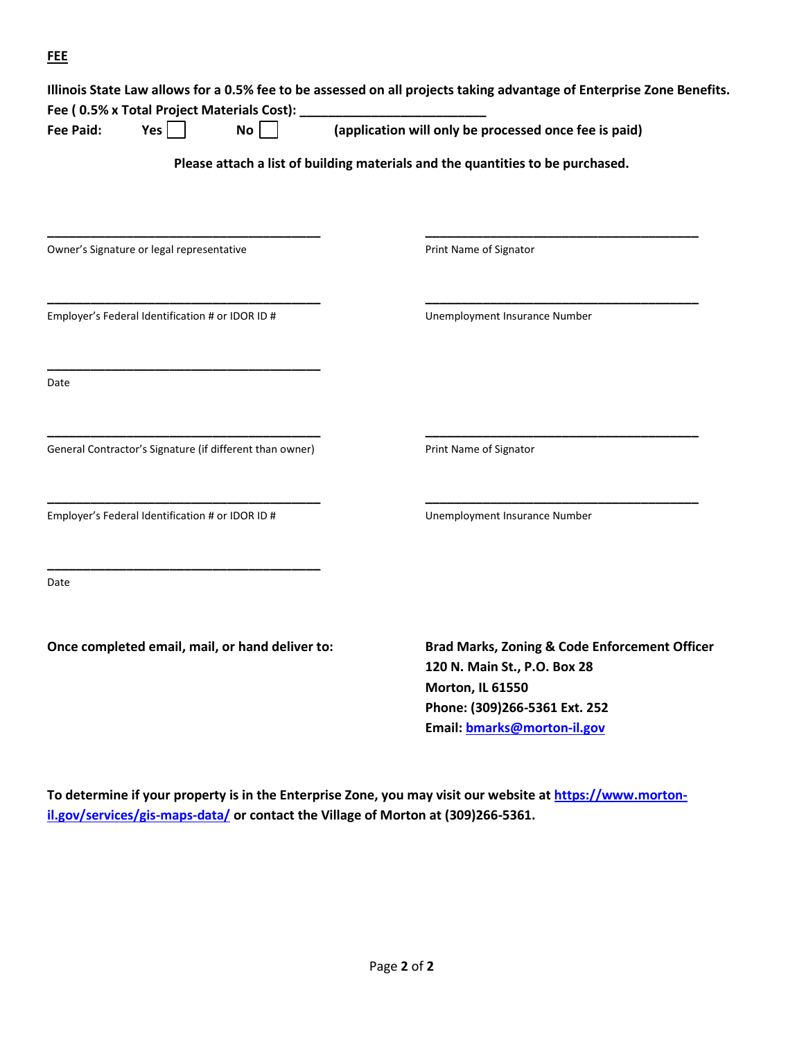**FEE**

**Illinois State Law allows for a 0.5% fee to be assessed on all projects taking advantage of Enterprise Zone Benefits.**

**Fee ( 0.5% x Total Project Materials Cost): \_\_\_\_\_\_\_\_\_\_\_\_\_\_\_\_\_\_\_\_\_\_\_\_\_\_**

**Fee Paid:** **Yes** ☐ **No** ☐ **(application will only be processed once fee is paid)**

**Please attach a list of building materials and the quantities to be purchased.**

\_\_\_\_\_\_\_\_\_\_\_\_\_\_\_\_\_\_\_\_\_\_\_\_\_\_\_\_\_\_\_\_\_\_\_\_\_\_\_\_
Owner's Signature or legal representative

\_\_\_\_\_\_\_\_\_\_\_\_\_\_\_\_\_\_\_\_\_\_\_\_\_\_\_\_\_\_\_\_\_\_\_\_\_\_\_\_
Print Name of Signator

\_\_\_\_\_\_\_\_\_\_\_\_\_\_\_\_\_\_\_\_\_\_\_\_\_\_\_\_\_\_\_\_\_\_\_\_\_\_\_\_
Employer's Federal Identification # or IDOR ID #

\_\_\_\_\_\_\_\_\_\_\_\_\_\_\_\_\_\_\_\_\_\_\_\_\_\_\_\_\_\_\_\_\_\_\_\_\_\_\_\_
Unemployment Insurance Number

\_\_\_\_\_\_\_\_\_\_\_\_\_\_\_\_\_\_\_\_\_\_\_\_\_\_\_\_\_\_\_\_\_\_\_\_\_\_\_\_
Date

\_\_\_\_\_\_\_\_\_\_\_\_\_\_\_\_\_\_\_\_\_\_\_\_\_\_\_\_\_\_\_\_\_\_\_\_\_\_\_\_
General Contractor's Signature (if different than owner)

\_\_\_\_\_\_\_\_\_\_\_\_\_\_\_\_\_\_\_\_\_\_\_\_\_\_\_\_\_\_\_\_\_\_\_\_\_\_\_\_
Print Name of Signator

\_\_\_\_\_\_\_\_\_\_\_\_\_\_\_\_\_\_\_\_\_\_\_\_\_\_\_\_\_\_\_\_\_\_\_\_\_\_\_\_
Employer's Federal Identification # or IDOR ID #

\_\_\_\_\_\_\_\_\_\_\_\_\_\_\_\_\_\_\_\_\_\_\_\_\_\_\_\_\_\_\_\_\_\_\_\_\_\_\_\_
Unemployment Insurance Number

\_\_\_\_\_\_\_\_\_\_\_\_\_\_\_\_\_\_\_\_\_\_\_\_\_\_\_\_\_\_\_\_\_\_\_\_\_\_\_\_
Date

**Once completed email, mail, or hand deliver to:**

**Brad Marks, Zoning & Code Enforcement Officer**
**120 N. Main St., P.O. Box 28**
**Morton, IL 61550**
**Phone: (309)266-5361 Ext. 252**
**Email: [bmarks@morton-il.gov](mailto:bmarks@morton-il.gov)**

**To determine if your property is in the Enterprise Zone, you may visit our website at [https://www.morton-il.gov/services/gis-maps-data/](https://www.morton-il.gov/services/gis-maps-data/) or contact the Village of Morton at (309)266-5361.**